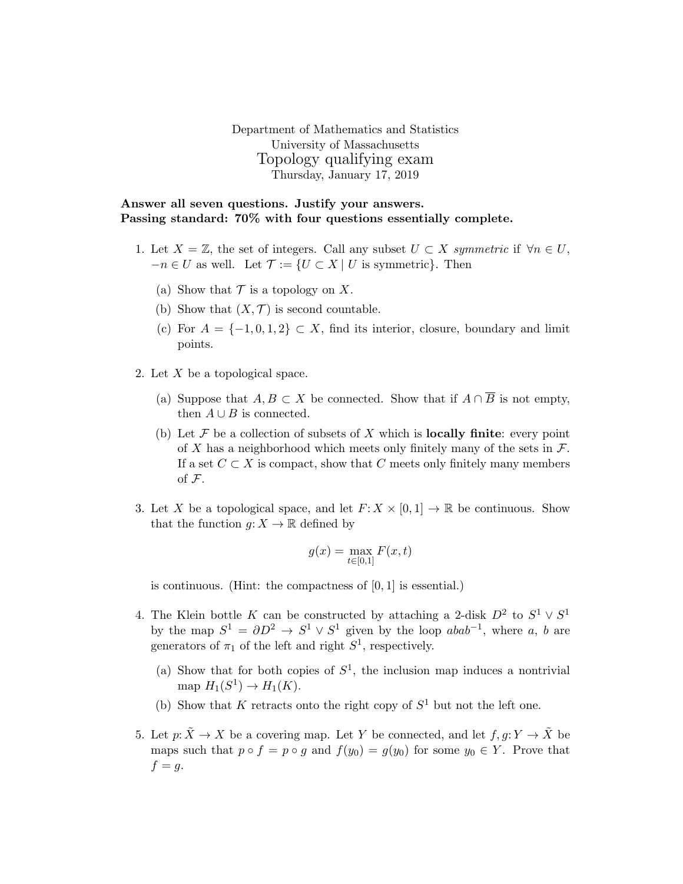Department of Mathematics and Statistics
University of Massachusetts

# Topology qualifying exam

Thursday, January 17, 2019

**Answer all seven questions. Justify your answers.**
**Passing standard: 70% with four questions essentially complete.**

1. Let $X = \mathbb{Z}$, the set of integers. Call any subset $U \subset X$ *symmetric* if $\forall n \in U$, $-n \in U$ as well. Let $\mathcal{T} := \{U \subset X \mid U \text{ is symmetric}\}$. Then

   (a) Show that $\mathcal{T}$ is a topology on $X$.

   (b) Show that $(X, \mathcal{T})$ is second countable.

   (c) For $A = \{-1, 0, 1, 2\} \subset X$, find its interior, closure, boundary and limit points.

2. Let $X$ be a topological space.

   (a) Suppose that $A, B \subset X$ be connected. Show that if $A \cap \overline{B}$ is not empty, then $A \cup B$ is connected.

   (b) Let $\mathcal{F}$ be a collection of subsets of $X$ which is **locally finite**: every point of $X$ has a neighborhood which meets only finitely many of the sets in $\mathcal{F}$. If a set $C \subset X$ is compact, show that $C$ meets only finitely many members of $\mathcal{F}$.

3. Let $X$ be a topological space, and let $F\colon X \times [0,1] \to \mathbb{R}$ be continuous. Show that the function $g\colon X \to \mathbb{R}$ defined by

$$g(x) = \max_{t \in [0,1]} F(x,t)$$

   is continuous. (Hint: the compactness of $[0,1]$ is essential.)

4. The Klein bottle $K$ can be constructed by attaching a 2-disk $D^2$ to $S^1 \vee S^1$ by the map $S^1 = \partial D^2 \to S^1 \vee S^1$ given by the loop $abab^{-1}$, where $a$, $b$ are generators of $\pi_1$ of the left and right $S^1$, respectively.

   (a) Show that for both copies of $S^1$, the inclusion map induces a nontrivial map $H_1(S^1) \to H_1(K)$.

   (b) Show that $K$ retracts onto the right copy of $S^1$ but not the left one.

5. Let $p\colon \tilde{X} \to X$ be a covering map. Let $Y$ be connected, and let $f, g\colon Y \to \tilde{X}$ be maps such that $p \circ f = p \circ g$ and $f(y_0) = g(y_0)$ for some $y_0 \in Y$. Prove that $f = g$.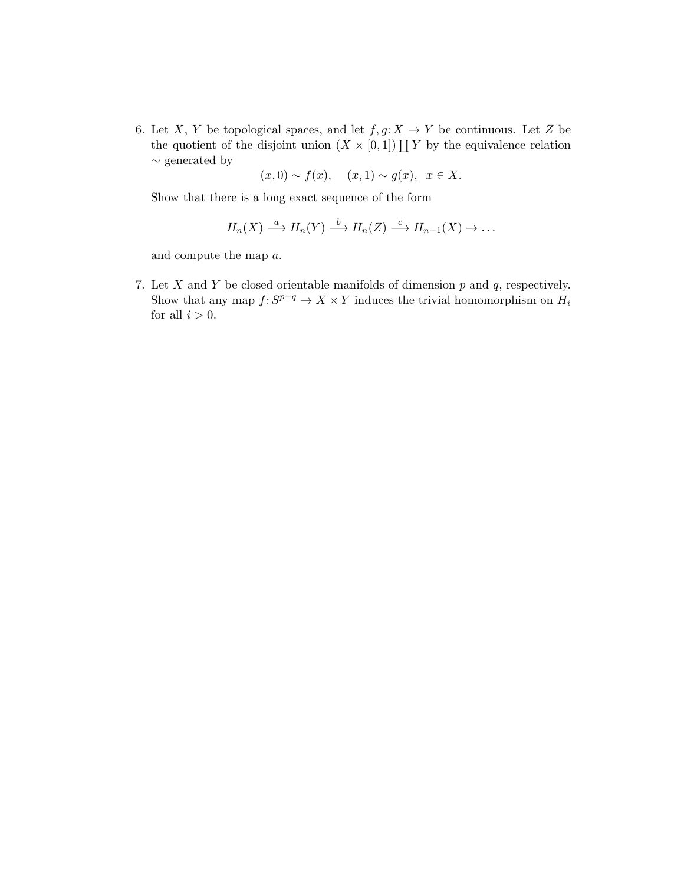6. Let $X$, $Y$ be topological spaces, and let $f, g\colon X \to Y$ be continuous. Let $Z$ be the quotient of the disjoint union $(X \times [0,1]) \coprod Y$ by the equivalence relation $\sim$ generated by

$$(x,0) \sim f(x), \quad (x,1) \sim g(x), \;\; x \in X.$$

Show that there is a long exact sequence of the form

$$H_n(X) \xrightarrow{a} H_n(Y) \xrightarrow{b} H_n(Z) \xrightarrow{c} H_{n-1}(X) \to \dots$$

and compute the map $a$.

7. Let $X$ and $Y$ be closed orientable manifolds of dimension $p$ and $q$, respectively. Show that any map $f\colon S^{p+q} \to X \times Y$ induces the trivial homomorphism on $H_i$ for all $i > 0$.